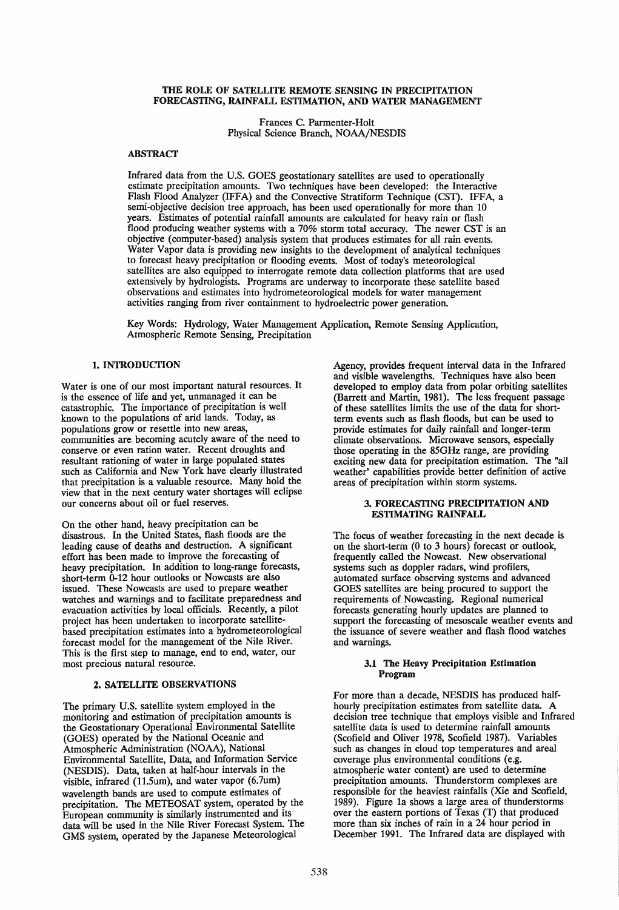# THE ROLE OF SATELLITE REMOTE SENSING IN PRECIPITATION FORECASTING, RAINFALL ESTIMATION, AND WATER MANAGEMENT

Frances C. Parmenter-Holt
Physical Science Branch, NOAA/NESDIS

## ABSTRACT

Infrared data from the U.S. GOES geostationary satellites are used to operationally estimate precipitation amounts. Two techniques have been developed: the Interactive Flash Flood Analyzer (IFFA) and the Convective Stratiform Technique (CST). IFFA, a semi-objective decision tree approach, has been used operationally for more than 10 years. Estimates of potential rainfall amounts are calculated for heavy rain or flash flood producing weather systems with a 70% storm total accuracy. The newer CST is an objective (computer-based) analysis system that produces estimates for all rain events. Water Vapor data is providing new insights to the development of analytical techniques to forecast heavy precipitation or flooding events. Most of today's meteorological satellites are also equipped to interrogate remote data collection platforms that are used extensively by hydrologists. Programs are underway to incorporate these satellite based observations and estimates into hydrometeorological models for water management activities ranging from river containment to hydroelectric power generation.

Key Words: Hydrology, Water Management Application, Remote Sensing Application, Atmospheric Remote Sensing, Precipitation

## 1. INTRODUCTION

Water is one of our most important natural resources. It is the essence of life and yet, unmanaged it can be catastrophic. The importance of precipitation is well known to the populations of arid lands. Today, as populations grow or resettle into new areas, communities are becoming acutely aware of the need to conserve or even ration water. Recent droughts and resultant rationing of water in large populated states such as California and New York have clearly illustrated that precipitation is a valuable resource. Many hold the view that in the next century water shortages will eclipse our concerns about oil or fuel reserves.

On the other hand, heavy precipitation can be disastrous. In the United States, flash floods are the leading cause of deaths and destruction. A significant effort has been made to improve the forecasting of heavy precipitation. In addition to long-range forecasts, short-term 0-12 hour outlooks or Nowcasts are also issued. These Nowcasts are used to prepare weather watches and warnings and to facilitate preparedness and evacuation activities by local officials. Recently, a pilot project has been undertaken to incorporate satellite-based precipitation estimates into a hydrometeorological forecast model for the management of the Nile River. This is the first step to manage, end to end, water, our most precious natural resource.

## 2. SATELLITE OBSERVATIONS

The primary U.S. satellite system employed in the monitoring and estimation of precipitation amounts is the Geostationary Operational Environmental Satellite (GOES) operated by the National Oceanic and Atmospheric Administration (NOAA), National Environmental Satellite, Data, and Information Service (NESDIS). Data, taken at half-hour intervals in the visible, infrared (11.5um), and water vapor (6.7um) wavelength bands are used to compute estimates of precipitation. The METEOSAT system, operated by the European community is similarly instrumented and its data will be used in the Nile River Forecast System. The GMS system, operated by the Japanese Meteorological Agency, provides frequent interval data in the Infrared and visible wavelengths. Techniques have also been developed to employ data from polar orbiting satellites (Barrett and Martin, 1981). The less frequent passage of these satellites limits the use of the data for short-term events such as flash floods, but can be used to provide estimates for daily rainfall and longer-term climate observations. Microwave sensors, especially those operating in the 85GHz range, are providing exciting new data for precipitation estimation. The "all weather" capabilities provide better definition of active areas of precipitation within storm systems.

## 3. FORECASTING PRECIPITATION AND ESTIMATING RAINFALL

The focus of weather forecasting in the next decade is on the short-term (0 to 3 hours) forecast or outlook, frequently called the Nowcast. New observational systems such as doppler radars, wind profilers, automated surface observing systems and advanced GOES satellites are being procured to support the requirements of Nowcasting. Regional numerical forecasts generating hourly updates are planned to support the forecasting of mesoscale weather events and the issuance of severe weather and flash flood watches and warnings.

### 3.1 The Heavy Precipitation Estimation Program

For more than a decade, NESDIS has produced half-hourly precipitation estimates from satellite data. A decision tree technique that employs visible and Infrared satellite data is used to determine rainfall amounts (Scofield and Oliver 1978, Scofield 1987). Variables such as changes in cloud top temperatures and areal coverage plus environmental conditions (e.g. atmospheric water content) are used to determine precipitation amounts. Thunderstorm complexes are responsible for the heaviest rainfalls (Xie and Scofield, 1989). Figure 1a shows a large area of thunderstorms over the eastern portions of Texas (T) that produced more than six inches of rain in a 24 hour period in December 1991. The Infrared data are displayed with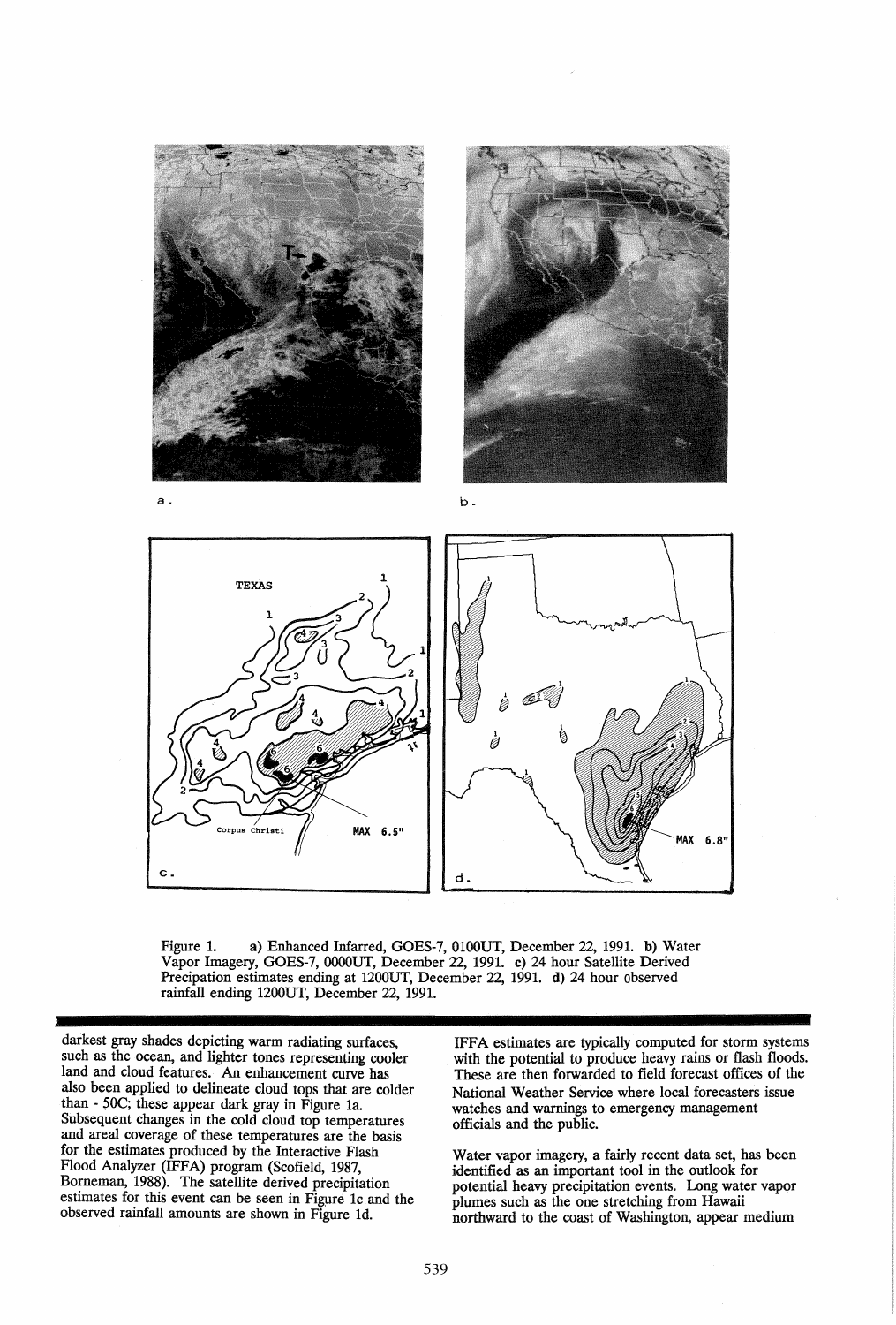a.

b.

TEXAS

Corpus Christi

MAX 6.5"

c.

MAX 6.8"

d.

Figure 1. **a)** Enhanced Infrared, GOES-7, 0100UT, December 22, 1991. **b)** Water Vapor Imagery, GOES-7, 0000UT, December 22, 1991. **c)** 24 hour Satellite Derived Precipation estimates ending at 1200UT, December 22, 1991. **d)** 24 hour observed rainfall ending 1200UT, December 22, 1991.

darkest gray shades depicting warm radiating surfaces, such as the ocean, and lighter tones representing cooler land and cloud features. An enhancement curve has also been applied to delineate cloud tops that are colder than - 50C; these appear dark gray in Figure 1a. Subsequent changes in the cold cloud top temperatures and areal coverage of these temperatures are the basis for the estimates produced by the Interactive Flash Flood Analyzer (IFFA) program (Scofield, 1987, Borneman, 1988). The satellite derived precipitation estimates for this event can be seen in Figure 1c and the observed rainfall amounts are shown in Figure 1d.

IFFA estimates are typically computed for storm systems with the potential to produce heavy rains or flash floods. These are then forwarded to field forecast offices of the National Weather Service where local forecasters issue watches and warnings to emergency management officials and the public.

Water vapor imagery, a fairly recent data set, has been identified as an important tool in the outlook for potential heavy precipitation events. Long water vapor plumes such as the one stretching from Hawaii northward to the coast of Washington, appear medium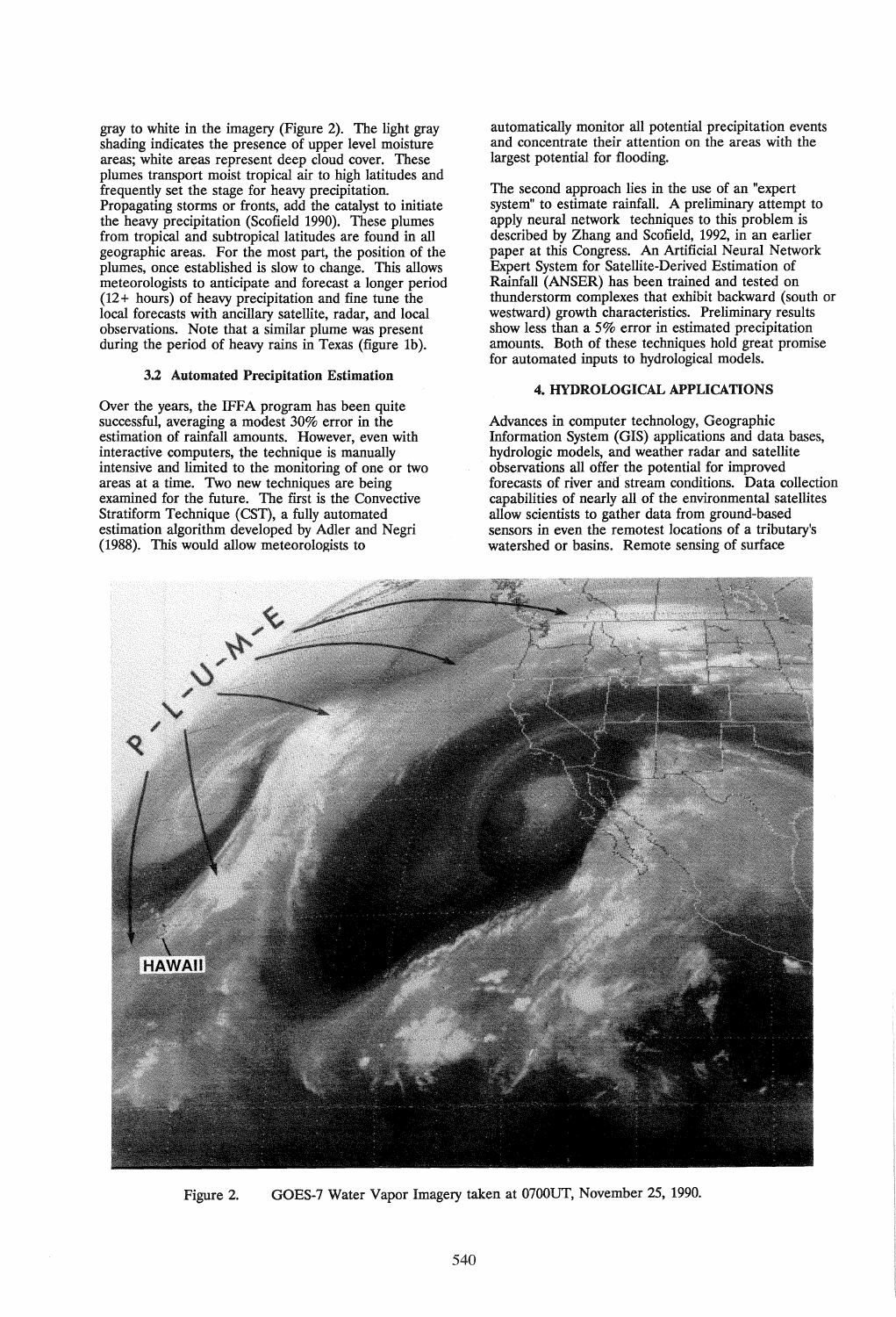gray to white in the imagery (Figure 2). The light gray shading indicates the presence of upper level moisture areas; white areas represent deep cloud cover. These plumes transport moist tropical air to high latitudes and frequently set the stage for heavy precipitation. Propagating storms or fronts, add the catalyst to initiate the heavy precipitation (Scofield 1990). These plumes from tropical and subtropical latitudes are found in all geographic areas. For the most part, the position of the plumes, once established is slow to change. This allows meteorologists to anticipate and forecast a longer period (12+ hours) of heavy precipitation and fine tune the local forecasts with ancillary satellite, radar, and local observations. Note that a similar plume was present during the period of heavy rains in Texas (figure 1b).

### 3.2 Automated Precipitation Estimation

Over the years, the IFFA program has been quite successful, averaging a modest 30% error in the estimation of rainfall amounts. However, even with interactive computers, the technique is manually intensive and limited to the monitoring of one or two areas at a time. Two new techniques are being examined for the future. The first is the Convective Stratiform Technique (CST), a fully automated estimation algorithm developed by Adler and Negri (1988). This would allow meteorologists to automatically monitor all potential precipitation events and concentrate their attention on the areas with the largest potential for flooding.

The second approach lies in the use of an "expert system" to estimate rainfall. A preliminary attempt to apply neural network techniques to this problem is described by Zhang and Scofield, 1992, in an earlier paper at this Congress. An Artificial Neural Network Expert System for Satellite-Derived Estimation of Rainfall (ANSER) has been trained and tested on thunderstorm complexes that exhibit backward (south or westward) growth characteristics. Preliminary results show less than a 5% error in estimated precipitation amounts. Both of these techniques hold great promise for automated inputs to hydrological models.

## 4. HYDROLOGICAL APPLICATIONS

Advances in computer technology, Geographic Information System (GIS) applications and data bases, hydrologic models, and weather radar and satellite observations all offer the potential for improved forecasts of river and stream conditions. Data collection capabilities of nearly all of the environmental satellites allow scientists to gather data from ground-based sensors in even the remotest locations of a tributary's watershed or basins. Remote sensing of surface

P-L-U-M-E

HAWAII

Figure 2. GOES-7 Water Vapor Imagery taken at 0700UT, November 25, 1990.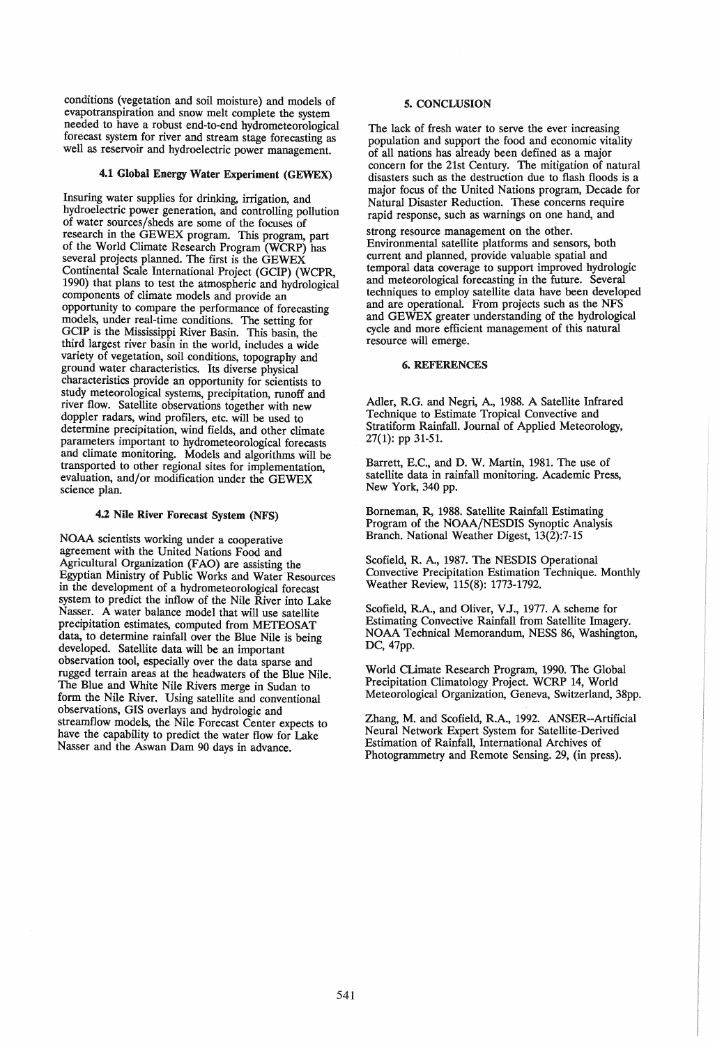conditions (vegetation and soil moisture) and models of evapotranspiration and snow melt complete the system needed to have a robust end-to-end hydrometeorological forecast system for river and stream stage forecasting as well as reservoir and hydroelectric power management.

### 4.1 Global Energy Water Experiment (GEWEX)

Insuring water supplies for drinking, irrigation, and hydroelectric power generation, and controlling pollution of water sources/sheds are some of the focuses of research in the GEWEX program. This program, part of the World Climate Research Program (WCRP) has several projects planned. The first is the GEWEX Continental Scale International Project (GCIP) (WCPR, 1990) that plans to test the atmospheric and hydrological components of climate models and provide an opportunity to compare the performance of forecasting models, under real-time conditions. The setting for GCIP is the Mississippi River Basin. This basin, the third largest river basin in the world, includes a wide variety of vegetation, soil conditions, topography and ground water characteristics. Its diverse physical characteristics provide an opportunity for scientists to study meteorological systems, precipitation, runoff and river flow. Satellite observations together with new doppler radars, wind profilers, etc. will be used to determine precipitation, wind fields, and other climate parameters important to hydrometeorological forecasts and climate monitoring. Models and algorithms will be transported to other regional sites for implementation, evaluation, and/or modification under the GEWEX science plan.

### 4.2 Nile River Forecast System (NFS)

NOAA scientists working under a cooperative agreement with the United Nations Food and Agricultural Organization (FAO) are assisting the Egyptian Ministry of Public Works and Water Resources in the development of a hydrometeorological forecast system to predict the inflow of the Nile River into Lake Nasser. A water balance model that will use satellite precipitation estimates, computed from METEOSAT data, to determine rainfall over the Blue Nile is being developed. Satellite data will be an important observation tool, especially over the data sparse and rugged terrain areas at the headwaters of the Blue Nile. The Blue and White Nile Rivers merge in Sudan to form the Nile River. Using satellite and conventional observations, GIS overlays and hydrologic and streamflow models, the Nile Forecast Center expects to have the capability to predict the water flow for Lake Nasser and the Aswan Dam 90 days in advance.

## 5. CONCLUSION

The lack of fresh water to serve the ever increasing population and support the food and economic vitality of all nations has already been defined as a major concern for the 21st Century. The mitigation of natural disasters such as the destruction due to flash floods is a major focus of the United Nations program, Decade for Natural Disaster Reduction. These concerns require rapid response, such as warnings on one hand, and strong resource management on the other. Environmental satellite platforms and sensors, both current and planned, provide valuable spatial and temporal data coverage to support improved hydrologic and meteorological forecasting in the future. Several techniques to employ satellite data have been developed and are operational. From projects such as the NFS and GEWEX greater understanding of the hydrological cycle and more efficient management of this natural resource will emerge.

## 6. REFERENCES

Adler, R.G. and Negri, A., 1988. A Satellite Infrared Technique to Estimate Tropical Convective and Stratiform Rainfall. Journal of Applied Meteorology, 27(1): pp 31-51.

Barrett, E.C., and D. W. Martin, 1981. The use of satellite data in rainfall monitoring. Academic Press, New York, 340 pp.

Borneman, R, 1988. Satellite Rainfall Estimating Program of the NOAA/NESDIS Synoptic Analysis Branch. National Weather Digest, 13(2):7-15

Scofield, R. A., 1987. The NESDIS Operational Convective Precipitation Estimation Technique. Monthly Weather Review, 115(8): 1773-1792.

Scofield, R.A., and Oliver, V.J., 1977. A scheme for Estimating Convective Rainfall from Satellite Imagery. NOAA Technical Memorandum, NESS 86, Washington, DC, 47pp.

World CLimate Research Program, 1990. The Global Precipitation Climatology Project. WCRP 14, World Meteorological Organization, Geneva, Switzerland, 38pp.

Zhang, M. and Scofield, R.A., 1992. ANSER--Artificial Neural Network Expert System for Satellite-Derived Estimation of Rainfall, International Archives of Photogrammetry and Remote Sensing. 29, (in press).